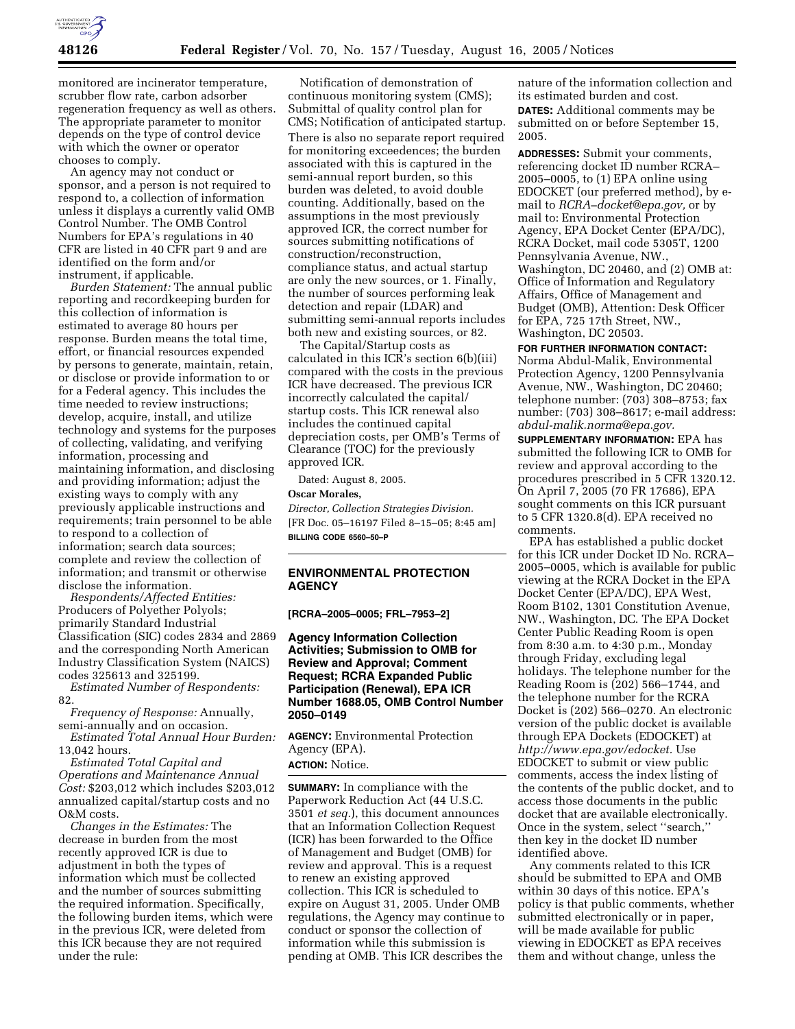monitored are incinerator temperature, scrubber flow rate, carbon adsorber regeneration frequency as well as others. The appropriate parameter to monitor depends on the type of control device with which the owner or operator chooses to comply.

An agency may not conduct or sponsor, and a person is not required to respond to, a collection of information unless it displays a currently valid OMB Control Number. The OMB Control Numbers for EPA's regulations in 40 CFR are listed in 40 CFR part 9 and are identified on the form and/or instrument, if applicable.

*Burden Statement:* The annual public reporting and recordkeeping burden for this collection of information is estimated to average 80 hours per response. Burden means the total time, effort, or financial resources expended by persons to generate, maintain, retain, or disclose or provide information to or for a Federal agency. This includes the time needed to review instructions; develop, acquire, install, and utilize technology and systems for the purposes of collecting, validating, and verifying information, processing and maintaining information, and disclosing and providing information; adjust the existing ways to comply with any previously applicable instructions and requirements; train personnel to be able to respond to a collection of information; search data sources; complete and review the collection of information; and transmit or otherwise disclose the information.

*Respondents/Affected Entities:* Producers of Polyether Polyols; primarily Standard Industrial Classification (SIC) codes 2834 and 2869 and the corresponding North American Industry Classification System (NAICS) codes 325613 and 325199.

*Estimated Number of Respondents:* 82.

*Frequency of Response:* Annually, semi-annually and on occasion.

*Estimated Total Annual Hour Burden:* 13,042 hours.

*Estimated Total Capital and Operations and Maintenance Annual Cost:* $203,012 which includes $203,012 annualized capital/startup costs and no O&M costs.

*Changes in the Estimates:* The decrease in burden from the most recently approved ICR is due to adjustment in both the types of information which must be collected and the number of sources submitting the required information. Specifically, the following burden items, which were in the previous ICR, were deleted from this ICR because they are not required under the rule:

Notification of demonstration of continuous monitoring system (CMS); Submittal of quality control plan for CMS; Notification of anticipated startup. There is also no separate report required for monitoring exceedences; the burden associated with this is captured in the semi-annual report burden, so this burden was deleted, to avoid double counting. Additionally, based on the assumptions in the most previously approved ICR, the correct number for sources submitting notifications of construction/reconstruction, compliance status, and actual startup are only the new sources, or 1. Finally, the number of sources performing leak detection and repair (LDAR) and submitting semi-annual reports includes both new and existing sources, or 82.

The Capital/Startup costs as calculated in this ICR's section 6(b)(iii) compared with the costs in the previous ICR have decreased. The previous ICR incorrectly calculated the capital/startup costs. This ICR renewal also includes the continued capital depreciation costs, per OMB's Terms of Clearance (TOC) for the previously approved ICR.

Dated: August 8, 2005.

**Oscar Morales,**

*Director, Collection Strategies Division.*

[FR Doc. 05–16197 Filed 8–15–05; 8:45 am]

**BILLING CODE 6560–50–P**

## ENVIRONMENTAL PROTECTION AGENCY

**[RCRA–2005–0005; FRL–7953–2]**

### Agency Information Collection Activities; Submission to OMB for Review and Approval; Comment Request; RCRA Expanded Public Participation (Renewal), EPA ICR Number 1688.05, OMB Control Number 2050–0149

**AGENCY:** Environmental Protection Agency (EPA).

**ACTION:** Notice.

**SUMMARY:** In compliance with the Paperwork Reduction Act (44 U.S.C. 3501 *et seq.*), this document announces that an Information Collection Request (ICR) has been forwarded to the Office of Management and Budget (OMB) for review and approval. This is a request to renew an existing approved collection. This ICR is scheduled to expire on August 31, 2005. Under OMB regulations, the Agency may continue to conduct or sponsor the collection of information while this submission is pending at OMB. This ICR describes the nature of the information collection and its estimated burden and cost.

**DATES:** Additional comments may be submitted on or before September 15, 2005.

**ADDRESSES:** Submit your comments, referencing docket ID number RCRA–2005–0005, to (1) EPA online using EDOCKET (our preferred method), by e-mail to *RCRA–docket@epa.gov,* or by mail to: Environmental Protection Agency, EPA Docket Center (EPA/DC), RCRA Docket, mail code 5305T, 1200 Pennsylvania Avenue, NW., Washington, DC 20460, and (2) OMB at: Office of Information and Regulatory Affairs, Office of Management and Budget (OMB), Attention: Desk Officer for EPA, 725 17th Street, NW., Washington, DC 20503.

**FOR FURTHER INFORMATION CONTACT:** Norma Abdul-Malik, Environmental Protection Agency, 1200 Pennsylvania Avenue, NW., Washington, DC 20460; telephone number: (703) 308–8753; fax number: (703) 308–8617; e-mail address: *abdul-malik.norma@epa.gov.*

**SUPPLEMENTARY INFORMATION:** EPA has submitted the following ICR to OMB for review and approval according to the procedures prescribed in 5 CFR 1320.12. On April 7, 2005 (70 FR 17686), EPA sought comments on this ICR pursuant to 5 CFR 1320.8(d). EPA received no comments.

EPA has established a public docket for this ICR under Docket ID No. RCRA–2005–0005, which is available for public viewing at the RCRA Docket in the EPA Docket Center (EPA/DC), EPA West, Room B102, 1301 Constitution Avenue, NW., Washington, DC. The EPA Docket Center Public Reading Room is open from 8:30 a.m. to 4:30 p.m., Monday through Friday, excluding legal holidays. The telephone number for the Reading Room is (202) 566–1744, and the telephone number for the RCRA Docket is (202) 566–0270. An electronic version of the public docket is available through EPA Dockets (EDOCKET) at *http://www.epa.gov/edocket.* Use EDOCKET to submit or view public comments, access the index listing of the contents of the public docket, and to access those documents in the public docket that are available electronically. Once in the system, select ''search,'' then key in the docket ID number identified above.

Any comments related to this ICR should be submitted to EPA and OMB within 30 days of this notice. EPA's policy is that public comments, whether submitted electronically or in paper, will be made available for public viewing in EDOCKET as EPA receives them and without change, unless the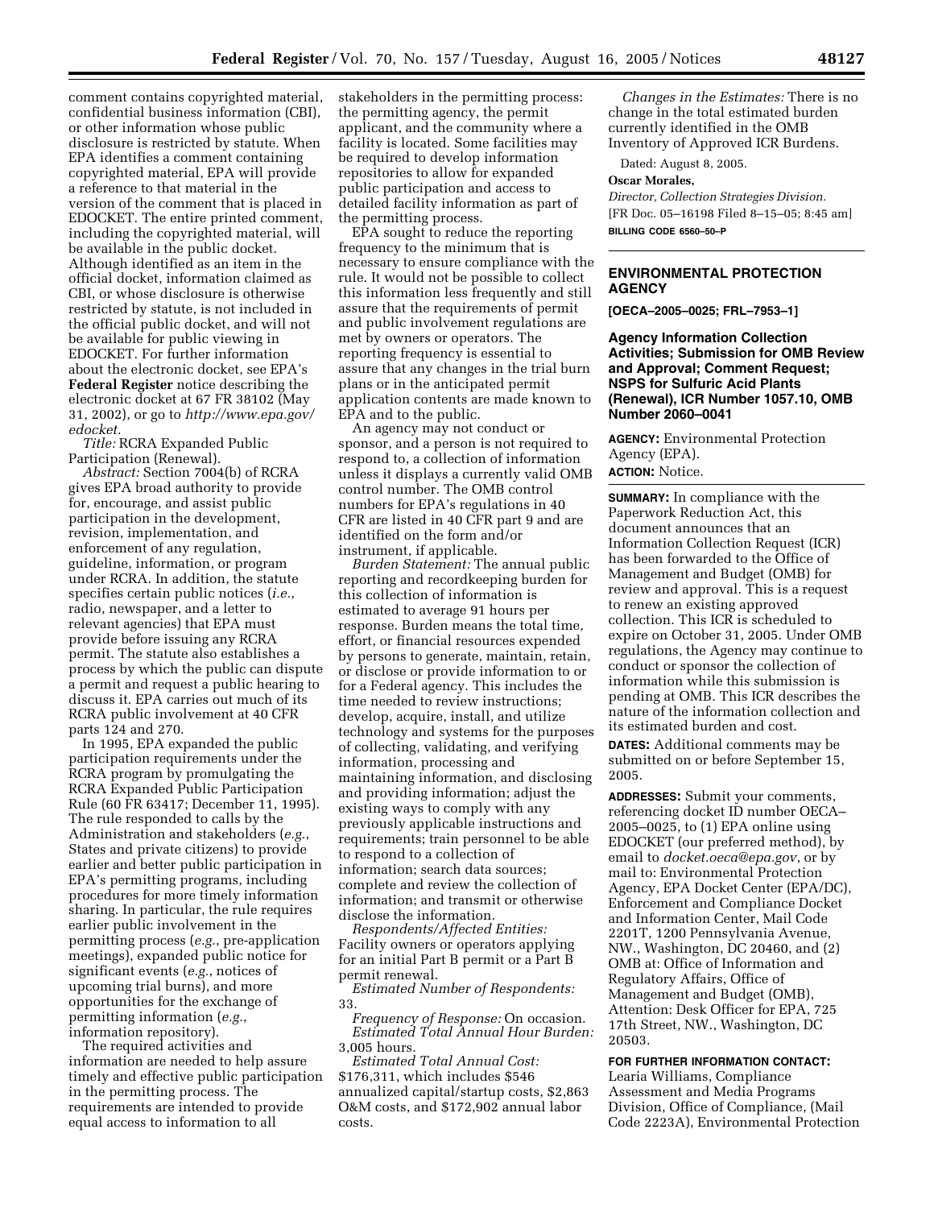comment contains copyrighted material, confidential business information (CBI), or other information whose public disclosure is restricted by statute. When EPA identifies a comment containing copyrighted material, EPA will provide a reference to that material in the version of the comment that is placed in EDOCKET. The entire printed comment, including the copyrighted material, will be available in the public docket. Although identified as an item in the official docket, information claimed as CBI, or whose disclosure is otherwise restricted by statute, is not included in the official public docket, and will not be available for public viewing in EDOCKET. For further information about the electronic docket, see EPA's **Federal Register** notice describing the electronic docket at 67 FR 38102 (May 31, 2002), or go to *http://www.epa.gov/edocket.*

*Title:* RCRA Expanded Public Participation (Renewal).

*Abstract:* Section 7004(b) of RCRA gives EPA broad authority to provide for, encourage, and assist public participation in the development, revision, implementation, and enforcement of any regulation, guideline, information, or program under RCRA. In addition, the statute specifies certain public notices (*i.e.*, radio, newspaper, and a letter to relevant agencies) that EPA must provide before issuing any RCRA permit. The statute also establishes a process by which the public can dispute a permit and request a public hearing to discuss it. EPA carries out much of its RCRA public involvement at 40 CFR parts 124 and 270.

In 1995, EPA expanded the public participation requirements under the RCRA program by promulgating the RCRA Expanded Public Participation Rule (60 FR 63417; December 11, 1995). The rule responded to calls by the Administration and stakeholders (*e.g.*, States and private citizens) to provide earlier and better public participation in EPA's permitting programs, including procedures for more timely information sharing. In particular, the rule requires earlier public involvement in the permitting process (*e.g.*, pre-application meetings), expanded public notice for significant events (*e.g.*, notices of upcoming trial burns), and more opportunities for the exchange of permitting information (*e.g.*, information repository).

The required activities and information are needed to help assure timely and effective public participation in the permitting process. The requirements are intended to provide equal access to information to all stakeholders in the permitting process: the permitting agency, the permit applicant, and the community where a facility is located. Some facilities may be required to develop information repositories to allow for expanded public participation and access to detailed facility information as part of the permitting process.

EPA sought to reduce the reporting frequency to the minimum that is necessary to ensure compliance with the rule. It would not be possible to collect this information less frequently and still assure that the requirements of permit and public involvement regulations are met by owners or operators. The reporting frequency is essential to assure that any changes in the trial burn plans or in the anticipated permit application contents are made known to EPA and to the public.

An agency may not conduct or sponsor, and a person is not required to respond to, a collection of information unless it displays a currently valid OMB control number. The OMB control numbers for EPA's regulations in 40 CFR are listed in 40 CFR part 9 and are identified on the form and/or instrument, if applicable.

*Burden Statement:* The annual public reporting and recordkeeping burden for this collection of information is estimated to average 91 hours per response. Burden means the total time, effort, or financial resources expended by persons to generate, maintain, retain, or disclose or provide information to or for a Federal agency. This includes the time needed to review instructions; develop, acquire, install, and utilize technology and systems for the purposes of collecting, validating, and verifying information, processing and maintaining information, and disclosing and providing information; adjust the existing ways to comply with any previously applicable instructions and requirements; train personnel to be able to respond to a collection of information; search data sources; complete and review the collection of information; and transmit or otherwise disclose the information.

*Respondents/Affected Entities:* Facility owners or operators applying for an initial Part B permit or a Part B permit renewal.

*Estimated Number of Respondents:* 33.

*Frequency of Response:* On occasion.

*Estimated Total Annual Hour Burden:* 3,005 hours.

*Estimated Total Annual Cost:* $176,311, which includes $546 annualized capital/startup costs, $2,863 O&M costs, and $172,902 annual labor costs.

*Changes in the Estimates:* There is no change in the total estimated burden currently identified in the OMB Inventory of Approved ICR Burdens.

Dated: August 8, 2005.

**Oscar Morales,**

*Director, Collection Strategies Division.*

[FR Doc. 05–16198 Filed 8–15–05; 8:45 am]

**BILLING CODE 6560–50–P**

---

## ENVIRONMENTAL PROTECTION AGENCY

**[OECA–2005–0025; FRL–7953–1]**

### Agency Information Collection Activities; Submission for OMB Review and Approval; Comment Request; NSPS for Sulfuric Acid Plants (Renewal), ICR Number 1057.10, OMB Number 2060–0041

**AGENCY:** Environmental Protection Agency (EPA).

**ACTION:** Notice.

**SUMMARY:** In compliance with the Paperwork Reduction Act, this document announces that an Information Collection Request (ICR) has been forwarded to the Office of Management and Budget (OMB) for review and approval. This is a request to renew an existing approved collection. This ICR is scheduled to expire on October 31, 2005. Under OMB regulations, the Agency may continue to conduct or sponsor the collection of information while this submission is pending at OMB. This ICR describes the nature of the information collection and its estimated burden and cost.

**DATES:** Additional comments may be submitted on or before September 15, 2005.

**ADDRESSES:** Submit your comments, referencing docket ID number OECA–2005–0025, to (1) EPA online using EDOCKET (our preferred method), by email to *docket.oeca@epa.gov*, or by mail to: Environmental Protection Agency, EPA Docket Center (EPA/DC), Enforcement and Compliance Docket and Information Center, Mail Code 2201T, 1200 Pennsylvania Avenue, NW., Washington, DC 20460, and (2) OMB at: Office of Information and Regulatory Affairs, Office of Management and Budget (OMB), Attention: Desk Officer for EPA, 725 17th Street, NW., Washington, DC 20503.

**FOR FURTHER INFORMATION CONTACT:** Learia Williams, Compliance Assessment and Media Programs Division, Office of Compliance, (Mail Code 2223A), Environmental Protection